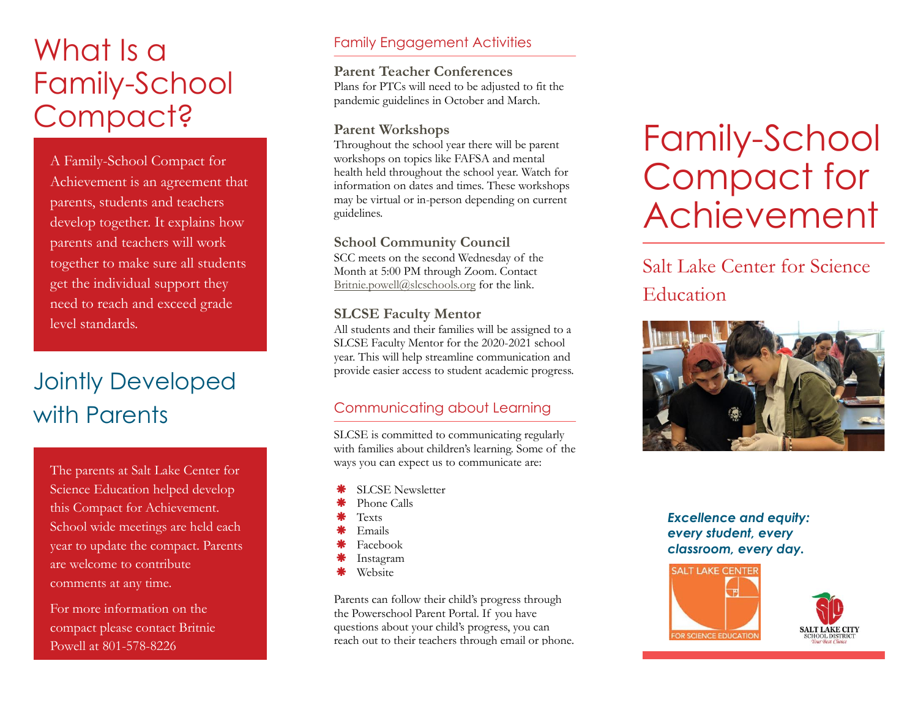# What Is a Family-School Compact?

A Family-School Compact for Achievement is an agreement that parents, students and teachers develop together. It explains how parents and teachers will work together to make sure all students get the individual support they need to reach and exceed grade level standards.

## Jointly Developed with Parents

The parents at Salt Lake Center for Science Education helped develop this Compact for Achievement. School wide meetings are held each year to update the compact. Parents are welcome to contribute comments at any time.

For more information on the compact please contact Britnie Powell at 801-578-8226

## Family Engagement Activities

**Parent Teacher Conferences**
Plans for PTCs will need to be adjusted to fit the pandemic guidelines in October and March.

**Parent Workshops**
Throughout the school year there will be parent workshops on topics like FAFSA and mental health held throughout the school year. Watch for information on dates and times. These workshops may be virtual or in-person depending on current guidelines.

**School Community Council**
SCC meets on the second Wednesday of the Month at 5:00 PM through Zoom. Contact Britnie.powell@slcschools.org for the link.

**SLCSE Faculty Mentor**
All students and their families will be assigned to a SLCSE Faculty Mentor for the 2020-2021 school year. This will help streamline communication and provide easier access to student academic progress.

## Communicating about Learning

SLCSE is committed to communicating regularly with families about children's learning. Some of the ways you can expect us to communicate are:

- SLCSE Newsletter
- Phone Calls
- Texts
- Emails
- Facebook
- Instagram
- Website

Parents can follow their child's progress through the Powerschool Parent Portal. If you have questions about your child's progress, you can reach out to their teachers through email or phone.

# Family-School Compact for Achievement

## Salt Lake Center for Science Education

***Excellence and equity: every student, every classroom, every day.***

SALT LAKE CENTER FOR SCIENCE EDUCATION

SALT LAKE CITY SCHOOL DISTRICT
Your Best Choice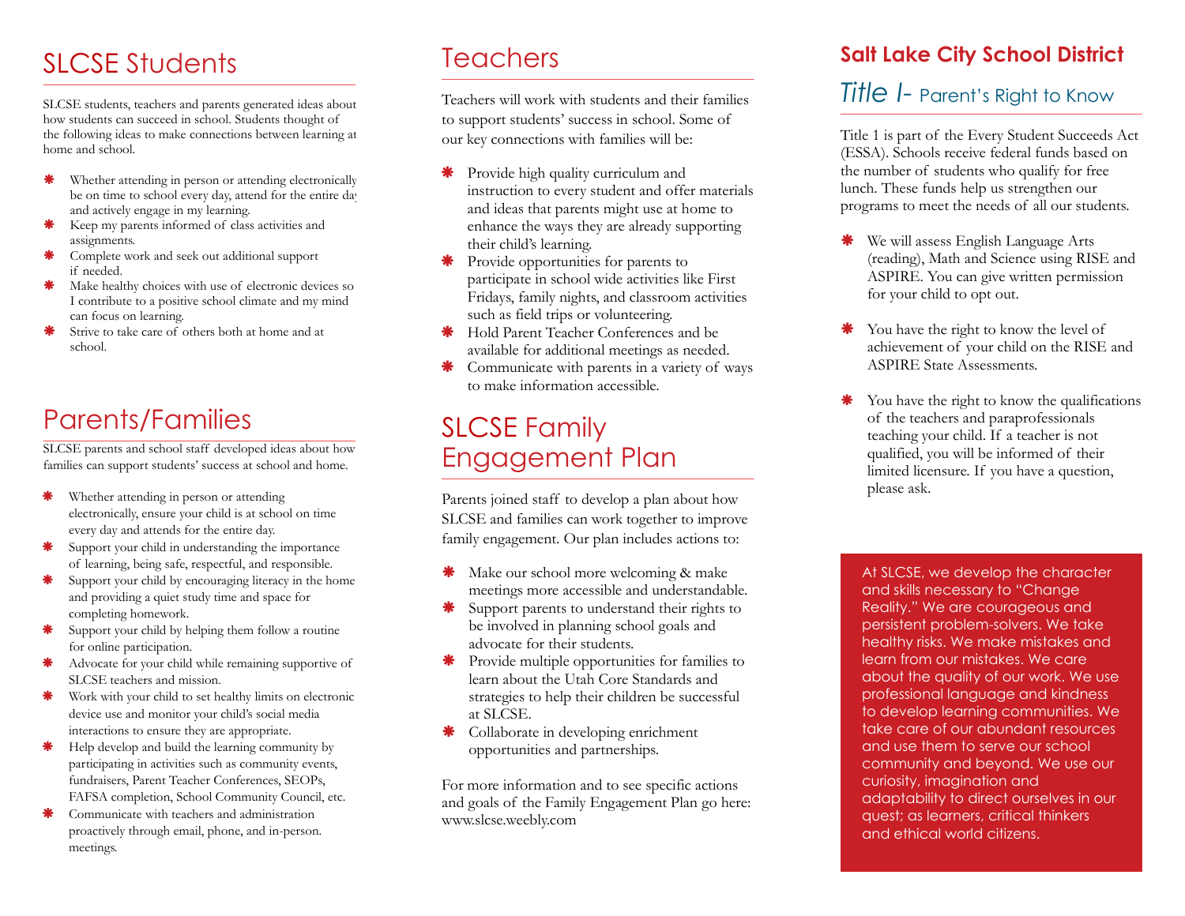## SLCSE Students

SLCSE students, teachers and parents generated ideas about how students can succeed in school. Students thought of the following ideas to make connections between learning at home and school.

- Whether attending in person or attending electronically be on time to school every day, attend for the entire day and actively engage in my learning.
- Keep my parents informed of class activities and assignments.
- Complete work and seek out additional support if needed.
- Make healthy choices with use of electronic devices so I contribute to a positive school climate and my mind can focus on learning.
- Strive to take care of others both at home and at school.

## Parents/Families

SLCSE parents and school staff developed ideas about how families can support students' success at school and home.

- Whether attending in person or attending electronically, ensure your child is at school on time every day and attends for the entire day.
- Support your child in understanding the importance of learning, being safe, respectful, and responsible.
- Support your child by encouraging literacy in the home and providing a quiet study time and space for completing homework.
- Support your child by helping them follow a routine for online participation.
- Advocate for your child while remaining supportive of SLCSE teachers and mission.
- Work with your child to set healthy limits on electronic device use and monitor your child's social media interactions to ensure they are appropriate.
- Help develop and build the learning community by participating in activities such as community events, fundraisers, Parent Teacher Conferences, SEOPs, FAFSA completion, School Community Council, etc.
- Communicate with teachers and administration proactively through email, phone, and in-person. meetings.

## Teachers

Teachers will work with students and their families to support students' success in school. Some of our key connections with families will be:

- Provide high quality curriculum and instruction to every student and offer materials and ideas that parents might use at home to enhance the ways they are already supporting their child's learning.
- Provide opportunities for parents to participate in school wide activities like First Fridays, family nights, and classroom activities such as field trips or volunteering.
- Hold Parent Teacher Conferences and be available for additional meetings as needed.
- Communicate with parents in a variety of ways to make information accessible.

## SLCSE Family Engagement Plan

Parents joined staff to develop a plan about how SLCSE and families can work together to improve family engagement. Our plan includes actions to:

- Make our school more welcoming & make meetings more accessible and understandable.
- Support parents to understand their rights to be involved in planning school goals and advocate for their students.
- Provide multiple opportunities for families to learn about the Utah Core Standards and strategies to help their children be successful at SLCSE.
- Collaborate in developing enrichment opportunities and partnerships.

For more information and to see specific actions and goals of the Family Engagement Plan go here: www.slcse.weebly.com

## Salt Lake City School District

### *Title I-* Parent's Right to Know

Title 1 is part of the Every Student Succeeds Act (ESSA). Schools receive federal funds based on the number of students who qualify for free lunch. These funds help us strengthen our programs to meet the needs of all our students.

- We will assess English Language Arts (reading), Math and Science using RISE and ASPIRE. You can give written permission for your child to opt out.
- You have the right to know the level of achievement of your child on the RISE and ASPIRE State Assessments.
- You have the right to know the qualifications of the teachers and paraprofessionals teaching your child. If a teacher is not qualified, you will be informed of their limited licensure. If you have a question, please ask.

At SLCSE, we develop the character and skills necessary to "Change Reality." We are courageous and persistent problem-solvers. We take healthy risks. We make mistakes and learn from our mistakes. We care about the quality of our work. We use professional language and kindness to develop learning communities. We take care of our abundant resources and use them to serve our school community and beyond. We use our curiosity, imagination and adaptability to direct ourselves in our quest; as learners, critical thinkers and ethical world citizens.